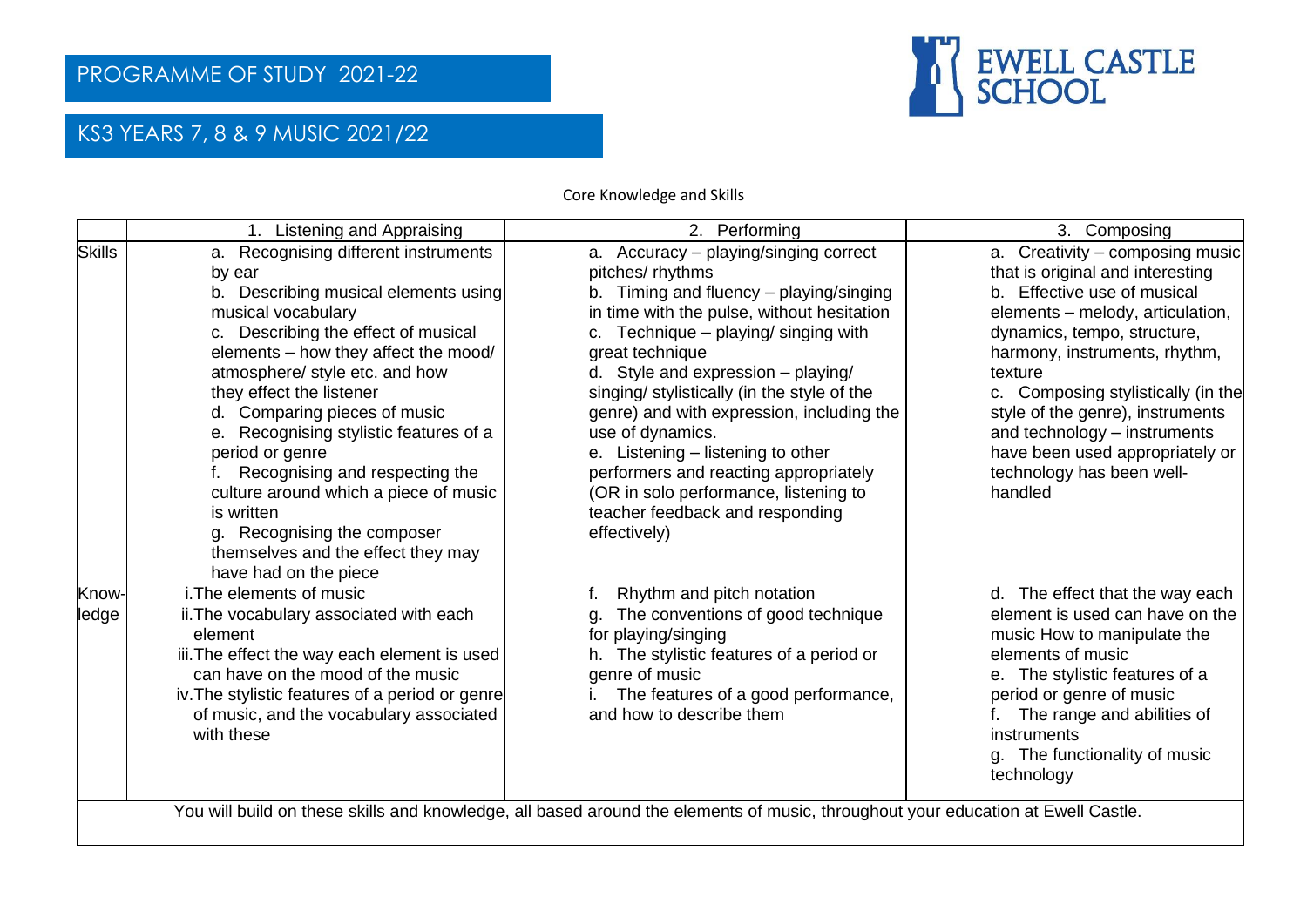# PROGRAMME OF STUDY 2021-22

## KS3 YEARS 7, 8 & 9 MUSIC 2021/22

EWELL CASTLE SCHOOL

Core Knowledge and Skills

| | 1. Listening and Appraising | 2. Performing | 3. Composing |
|---|---|---|---|
| Skills | a. Recognising different instruments by ear<br>b. Describing musical elements using musical vocabulary<br>c. Describing the effect of musical elements – how they affect the mood/ atmosphere/ style etc. and how they effect the listener<br>d. Comparing pieces of music<br>e. Recognising stylistic features of a period or genre<br>f. Recognising and respecting the culture around which a piece of music is written<br>g. Recognising the composer themselves and the effect they may have had on the piece | a. Accuracy – playing/singing correct pitches/ rhythms<br>b. Timing and fluency – playing/singing in time with the pulse, without hesitation<br>c. Technique – playing/ singing with great technique<br>d. Style and expression – playing/ singing/ stylistically (in the style of the genre) and with expression, including the use of dynamics.<br>e. Listening – listening to other performers and reacting appropriately (OR in solo performance, listening to teacher feedback and responding effectively) | a. Creativity – composing music that is original and interesting<br>b. Effective use of musical elements – melody, articulation, dynamics, tempo, structure, harmony, instruments, rhythm, texture<br>c. Composing stylistically (in the style of the genre), instruments and technology – instruments have been used appropriately or technology has been well-handled |
| Know-ledge | i. The elements of music<br>ii. The vocabulary associated with each element<br>iii. The effect the way each element is used can have on the mood of the music<br>iv. The stylistic features of a period or genre of music, and the vocabulary associated with these | f. Rhythm and pitch notation<br>g. The conventions of good technique for playing/singing<br>h. The stylistic features of a period or genre of music<br>i. The features of a good performance, and how to describe them | d. The effect that the way each element is used can have on the music How to manipulate the elements of music<br>e. The stylistic features of a period or genre of music<br>f. The range and abilities of instruments<br>g. The functionality of music technology |

You will build on these skills and knowledge, all based around the elements of music, throughout your education at Ewell Castle.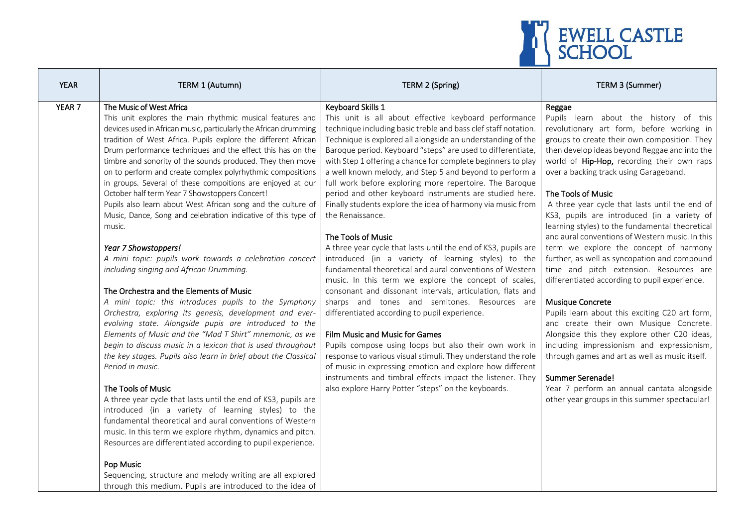| YEAR | TERM 1 (Autumn) | TERM 2 (Spring) | TERM 3 (Summer) |
|---|---|---|---|
| YEAR 7 | **The Music of West Africa**<br>This unit explores the main rhythmic musical features and devices used in African music, particularly the African drumming tradition of West Africa. Pupils explore the different African Drum performance techniques and the effect this has on the timbre and sonority of the sounds produced. They then move on to perform and create complex polyrhythmic compositions in groups. Several of these compoitions are enjoyed at our October half term Year 7 Showstoppers Concert!<br>Pupils also learn about West African song and the culture of Music, Dance, Song and celebration indicative of this type of music.<br><br>***Year 7 Showstoppers!***<br>*A mini topic: pupils work towards a celebration concert including singing and African Drumming.*<br><br>**The Orchestra and the Elements of Music**<br>*A mini topic: this introduces pupils to the Symphony Orchestra, exploring its genesis, development and ever-evolving state. Alongside pupils are introduced to the Elements of Music and the "Mad T Shirt" mnemonic, as we begin to discuss music in a lexicon that is used throughout the key stages. Pupils also learn in brief about the Classical Period in music.*<br><br>**The Tools of Music**<br>A three year cycle that lasts until the end of KS3, pupils are introduced (in a variety of learning styles) to the fundamental theoretical and aural conventions of Western music. In this term we explore rhythm, dynamics and pitch. Resources are differentiated according to pupil experience.<br><br>**Pop Music**<br>Sequencing, structure and melody writing are all explored through this medium. Pupils are introduced to the idea of | **Keyboard Skills 1**<br>This unit is all about effective keyboard performance technique including basic treble and bass clef staff notation. Technique is explored all alongside an understanding of the Baroque period. Keyboard "steps" are used to differentiate, with Step 1 offering a chance for complete beginners to play a well known melody, and Step 5 and beyond to perform a full work before exploring more repertoire. The Baroque period and other keyboard instruments are studied here. Finally students explore the idea of harmony via music from the Renaissance.<br><br>**The Tools of Music**<br>A three year cycle that lasts until the end of KS3, pupils are introduced (in a variety of learning styles) to the fundamental theoretical and aural conventions of Western music. In this term we explore the concept of scales, consonant and dissonant intervals, articulation, flats and sharps and tones and semitones. Resources are differentiated according to pupil experience.<br><br>**Film Music and Music for Games**<br>Pupils compose using loops but also their own work in response to various visual stimuli. They understand the role of music in expressing emotion and explore how different instruments and timbral effects impact the listener. They also explore Harry Potter "steps" on the keyboards. | **Reggae**<br>Pupils learn about the history of this revolutionary art form, before working in groups to create their own composition. They then develop ideas beyond Reggae and into the world of **Hip-Hop,** recording their own raps over a backing track using Garageband.<br><br>**The Tools of Music**<br>A three year cycle that lasts until the end of KS3, pupils are introduced (in a variety of learning styles) to the fundamental theoretical and aural conventions of Western music. In this term we explore the concept of harmony further, as well as syncopation and compound time and pitch extension. Resources are differentiated according to pupil experience.<br><br>**Musique Concrete**<br>Pupils learn about this exciting C20 art form, and create their own Musique Concrete. Alongside this they explore other C20 ideas, including impressionism and expressionism, through games and art as well as music itself.<br><br>**Summer Serenade!**<br>Year 7 perform an annual cantata alongside other year groups in this summer spectacular! |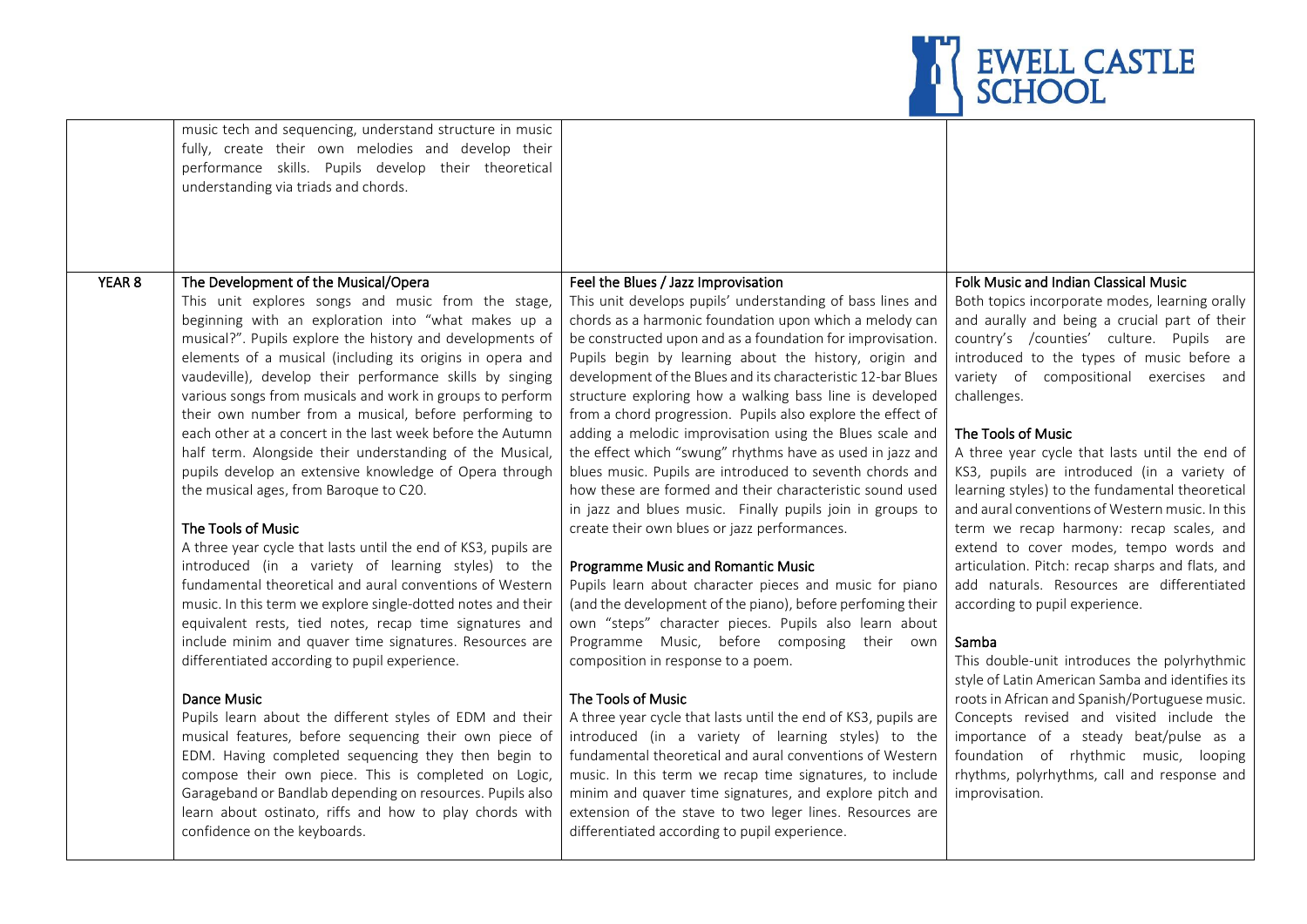| | | | |
|---|---|---|---|
| | music tech and sequencing, understand structure in music fully, create their own melodies and develop their performance skills. Pupils develop their theoretical understanding via triads and chords. | | |
| YEAR 8 | **The Development of the Musical/Opera**<br>This unit explores songs and music from the stage, beginning with an exploration into "what makes up a musical?". Pupils explore the history and developments of elements of a musical (including its origins in opera and vaudeville), develop their performance skills by singing various songs from musicals and work in groups to perform their own number from a musical, before performing to each other at a concert in the last week before the Autumn half term. Alongside their understanding of the Musical, pupils develop an extensive knowledge of Opera through the musical ages, from Baroque to C20.<br><br>**The Tools of Music**<br>A three year cycle that lasts until the end of KS3, pupils are introduced (in a variety of learning styles) to the fundamental theoretical and aural conventions of Western music. In this term we explore single-dotted notes and their equivalent rests, tied notes, recap time signatures and include minim and quaver time signatures. Resources are differentiated according to pupil experience.<br><br>**Dance Music**<br>Pupils learn about the different styles of EDM and their musical features, before sequencing their own piece of EDM. Having completed sequencing they then begin to compose their own piece. This is completed on Logic, Garageband or Bandlab depending on resources. Pupils also learn about ostinato, riffs and how to play chords with confidence on the keyboards. | **Feel the Blues / Jazz Improvisation**<br>This unit develops pupils' understanding of bass lines and chords as a harmonic foundation upon which a melody can be constructed upon and as a foundation for improvisation. Pupils begin by learning about the history, origin and development of the Blues and its characteristic 12-bar Blues structure exploring how a walking bass line is developed from a chord progression. Pupils also explore the effect of adding a melodic improvisation using the Blues scale and the effect which "swung" rhythms have as used in jazz and blues music. Pupils are introduced to seventh chords and how these are formed and their characteristic sound used in jazz and blues music. Finally pupils join in groups to create their own blues or jazz performances.<br><br>**Programme Music and Romantic Music**<br>Pupils learn about character pieces and music for piano (and the development of the piano), before perfoming their own "steps" character pieces. Pupils also learn about Programme Music, before composing their own composition in response to a poem.<br><br>**The Tools of Music**<br>A three year cycle that lasts until the end of KS3, pupils are introduced (in a variety of learning styles) to the fundamental theoretical and aural conventions of Western music. In this term we recap time signatures, to include minim and quaver time signatures, and explore pitch and extension of the stave to two leger lines. Resources are differentiated according to pupil experience. | **Folk Music and Indian Classical Music**<br>Both topics incorporate modes, learning orally and aurally and being a crucial part of their country's /counties' culture. Pupils are introduced to the types of music before a variety of compositional exercises and challenges.<br><br>**The Tools of Music**<br>A three year cycle that lasts until the end of KS3, pupils are introduced (in a variety of learning styles) to the fundamental theoretical and aural conventions of Western music. In this term we recap harmony: recap scales, and extend to cover modes, tempo words and articulation. Pitch: recap sharps and flats, and add naturals. Resources are differentiated according to pupil experience.<br><br>**Samba**<br>This double-unit introduces the polyrhythmic style of Latin American Samba and identifies its roots in African and Spanish/Portuguese music. Concepts revised and visited include the importance of a steady beat/pulse as a foundation of rhythmic music, looping rhythms, polyrhythms, call and response and improvisation. |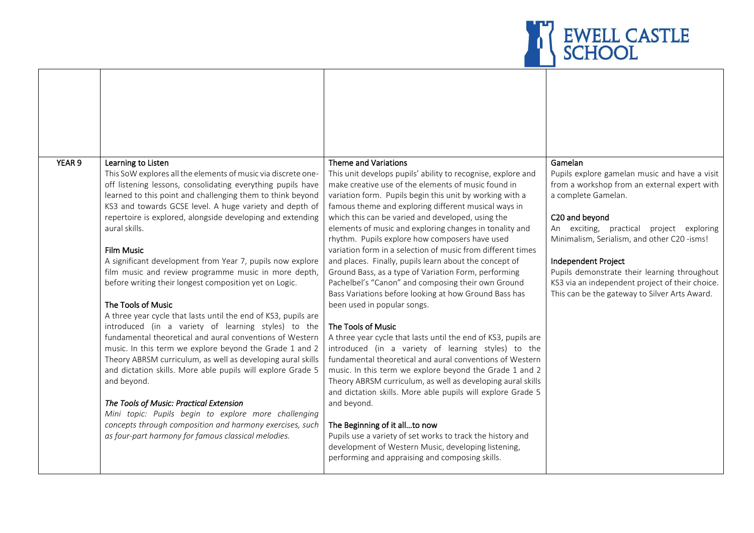| | | | |
|---|---|---|---|
| | | | |
| YEAR 9 | **Learning to Listen**<br>This SoW explores all the elements of music via discrete one-off listening lessons, consolidating everything pupils have learned to this point and challenging them to think beyond KS3 and towards GCSE level. A huge variety and depth of repertoire is explored, alongside developing and extending aural skills.<br><br>**Film Music**<br>A significant development from Year 7, pupils now explore film music and review programme music in more depth, before writing their longest composition yet on Logic.<br><br>**The Tools of Music**<br>A three year cycle that lasts until the end of KS3, pupils are introduced (in a variety of learning styles) to the fundamental theoretical and aural conventions of Western music. In this term we explore beyond the Grade 1 and 2 Theory ABRSM curriculum, as well as developing aural skills and dictation skills. More able pupils will explore Grade 5 and beyond.<br><br>***The Tools of Music: Practical Extension***<br>*Mini topic: Pupils begin to explore more challenging concepts through composition and harmony exercises, such as four-part harmony for famous classical melodies.* | **Theme and Variations**<br>This unit develops pupils' ability to recognise, explore and make creative use of the elements of music found in variation form. Pupils begin this unit by working with a famous theme and exploring different musical ways in which this can be varied and developed, using the elements of music and exploring changes in tonality and rhythm. Pupils explore how composers have used variation form in a selection of music from different times and places. Finally, pupils learn about the concept of Ground Bass, as a type of Variation Form, performing Pachelbel's "Canon" and composing their own Ground Bass Variations before looking at how Ground Bass has been used in popular songs.<br><br>**The Tools of Music**<br>A three year cycle that lasts until the end of KS3, pupils are introduced (in a variety of learning styles) to the fundamental theoretical and aural conventions of Western music. In this term we explore beyond the Grade 1 and 2 Theory ABRSM curriculum, as well as developing aural skills and dictation skills. More able pupils will explore Grade 5 and beyond.<br><br>**The Beginning of it all…to now**<br>Pupils use a variety of set works to track the history and development of Western Music, developing listening, performing and appraising and composing skills. | **Gamelan**<br>Pupils explore gamelan music and have a visit from a workshop from an external expert with a complete Gamelan.<br><br>**C20 and beyond**<br>An exciting, practical project exploring Minimalism, Serialism, and other C20 -isms!<br><br>**Independent Project**<br>Pupils demonstrate their learning throughout KS3 via an independent project of their choice. This can be the gateway to Silver Arts Award. |